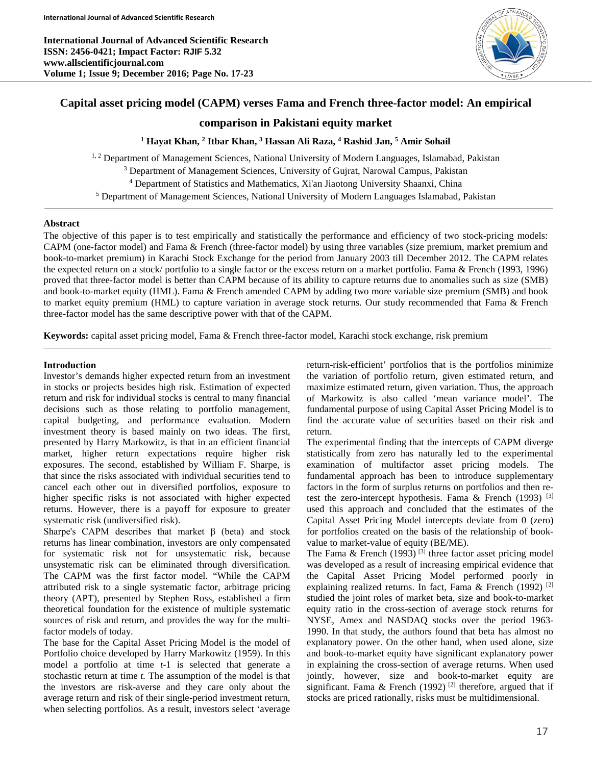# Capital asset pricing model (CAPM) verses Fama and French three-factor model: An empirical comparison in Pakistani equity market

**[1] Hayat Khan, [2] Itbar Khan, [3] Hassan Ali Raza, [4] Rashid Jan, [5] Amir Sohail**

[1, 2] Department of Management Sciences, National University of Modern Languages, Islamabad, Pakistan
[3] Department of Management Sciences, University of Gujrat, Narowal Campus, Pakistan
[4] Department of Statistics and Mathematics, Xi'an Jiaotong University Shaanxi, China
[5] Department of Management Sciences, National University of Modern Languages Islamabad, Pakistan

## Abstract

The objective of this paper is to test empirically and statistically the performance and efficiency of two stock-pricing models: CAPM (one-factor model) and Fama & French (three-factor model) by using three variables (size premium, market premium and book-to-market premium) in Karachi Stock Exchange for the period from January 2003 till December 2012. The CAPM relates the expected return on a stock/ portfolio to a single factor or the excess return on a market portfolio. Fama & French (1993, 1996) proved that three-factor model is better than CAPM because of its ability to capture returns due to anomalies such as size (SMB) and book-to-market equity (HML). Fama & French amended CAPM by adding two more variable size premium (SMB) and book to market equity premium (HML) to capture variation in average stock returns. Our study recommended that Fama & French three-factor model has the same descriptive power with that of the CAPM.

**Keywords:** capital asset pricing model, Fama & French three-factor model, Karachi stock exchange, risk premium

## Introduction

Investor's demands higher expected return from an investment in stocks or projects besides high risk. Estimation of expected return and risk for individual stocks is central to many financial decisions such as those relating to portfolio management, capital budgeting, and performance evaluation. Modern investment theory is based mainly on two ideas. The first, presented by Harry Markowitz, is that in an efficient financial market, higher return expectations require higher risk exposures. The second, established by William F. Sharpe, is that since the risks associated with individual securities tend to cancel each other out in diversified portfolios, exposure to higher specific risks is not associated with higher expected returns. However, there is a payoff for exposure to greater systematic risk (undiversified risk).

Sharpe's CAPM describes that market β (beta) and stock returns has linear combination, investors are only compensated for systematic risk not for unsystematic risk, because unsystematic risk can be eliminated through diversification. The CAPM was the first factor model. "While the CAPM attributed risk to a single systematic factor, arbitrage pricing theory (APT), presented by Stephen Ross, established a firm theoretical foundation for the existence of multiple systematic sources of risk and return, and provides the way for the multi-factor models of today.

The base for the Capital Asset Pricing Model is the model of Portfolio choice developed by Harry Markowitz (1959). In this model a portfolio at time *t*-1 is selected that generate a stochastic return at time *t.* The assumption of the model is that the investors are risk-averse and they care only about the average return and risk of their single-period investment return, when selecting portfolios. As a result, investors select 'average return-risk-efficient' portfolios that is the portfolios minimize the variation of portfolio return, given estimated return, and maximize estimated return, given variation. Thus, the approach of Markowitz is also called 'mean variance model'. The fundamental purpose of using Capital Asset Pricing Model is to find the accurate value of securities based on their risk and return.

The experimental finding that the intercepts of CAPM diverge statistically from zero has naturally led to the experimental examination of multifactor asset pricing models. The fundamental approach has been to introduce supplementary factors in the form of surplus returns on portfolios and then re-test the zero-intercept hypothesis. Fama & French (1993) [3] used this approach and concluded that the estimates of the Capital Asset Pricing Model intercepts deviate from 0 (zero) for portfolios created on the basis of the relationship of book-value to market-value of equity (BE/ME).

The Fama & French (1993) [3] three factor asset pricing model was developed as a result of increasing empirical evidence that the Capital Asset Pricing Model performed poorly in explaining realized returns. In fact, Fama & French (1992) [2] studied the joint roles of market beta, size and book-to-market equity ratio in the cross-section of average stock returns for NYSE, Amex and NASDAQ stocks over the period 1963-1990. In that study, the authors found that beta has almost no explanatory power. On the other hand, when used alone, size and book-to-market equity have significant explanatory power in explaining the cross-section of average returns. When used jointly, however, size and book-to-market equity are significant. Fama & French (1992) [2] therefore, argued that if stocks are priced rationally, risks must be multidimensional.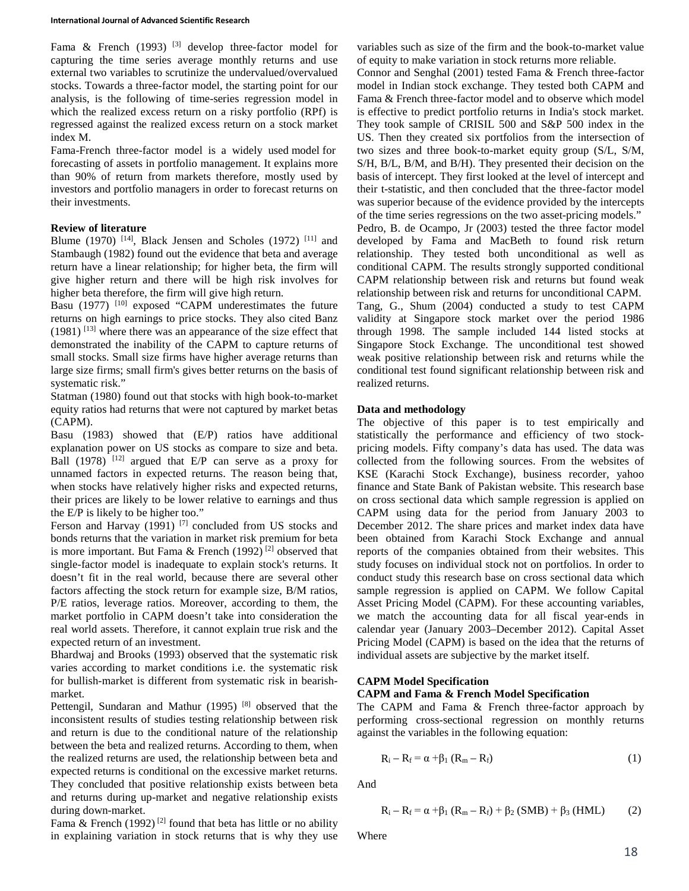Fama & French (1993) [3] develop three-factor model for capturing the time series average monthly returns and use external two variables to scrutinize the undervalued/overvalued stocks. Towards a three-factor model, the starting point for our analysis, is the following of time-series regression model in which the realized excess return on a risky portfolio (RPf) is regressed against the realized excess return on a stock market index M.

Fama-French three-factor model is a widely used model for forecasting of assets in portfolio management. It explains more than 90% of return from markets therefore, mostly used by investors and portfolio managers in order to forecast returns on their investments.

**Review of literature**

Blume (1970) [14], Black Jensen and Scholes (1972) [11] and Stambaugh (1982) found out the evidence that beta and average return have a linear relationship; for higher beta, the firm will give higher return and there will be high risk involves for higher beta therefore, the firm will give high return.

Basu (1977) [10] exposed "CAPM underestimates the future returns on high earnings to price stocks. They also cited Banz (1981) [13] where there was an appearance of the size effect that demonstrated the inability of the CAPM to capture returns of small stocks. Small size firms have higher average returns than large size firms; small firm's gives better returns on the basis of systematic risk."

Statman (1980) found out that stocks with high book-to-market equity ratios had returns that were not captured by market betas (CAPM).

Basu (1983) showed that (E/P) ratios have additional explanation power on US stocks as compare to size and beta. Ball (1978) [12] argued that E/P can serve as a proxy for unnamed factors in expected returns. The reason being that, when stocks have relatively higher risks and expected returns, their prices are likely to be lower relative to earnings and thus the E/P is likely to be higher too."

Ferson and Harvay (1991) [7] concluded from US stocks and bonds returns that the variation in market risk premium for beta is more important. But Fama & French (1992) [2] observed that single-factor model is inadequate to explain stock's returns. It doesn't fit in the real world, because there are several other factors affecting the stock return for example size, B/M ratios, P/E ratios, leverage ratios. Moreover, according to them, the market portfolio in CAPM doesn't take into consideration the real world assets. Therefore, it cannot explain true risk and the expected return of an investment.

Bhardwaj and Brooks (1993) observed that the systematic risk varies according to market conditions i.e. the systematic risk for bullish-market is different from systematic risk in bearish-market.

Pettengil, Sundaran and Mathur (1995) [8] observed that the inconsistent results of studies testing relationship between risk and return is due to the conditional nature of the relationship between the beta and realized returns. According to them, when the realized returns are used, the relationship between beta and expected returns is conditional on the excessive market returns. They concluded that positive relationship exists between beta and returns during up-market and negative relationship exists during down-market.

Fama & French (1992) [2] found that beta has little or no ability in explaining variation in stock returns that is why they use variables such as size of the firm and the book-to-market value of equity to make variation in stock returns more reliable.

Connor and Senghal (2001) tested Fama & French three-factor model in Indian stock exchange. They tested both CAPM and Fama & French three-factor model and to observe which model is effective to predict portfolio returns in India's stock market. They took sample of CRISIL 500 and S&P 500 index in the US. Then they created six portfolios from the intersection of two sizes and three book-to-market equity group (S/L, S/M, S/H, B/L, B/M, and B/H). They presented their decision on the basis of intercept. They first looked at the level of intercept and their t-statistic, and then concluded that the three-factor model was superior because of the evidence provided by the intercepts of the time series regressions on the two asset-pricing models."

Pedro, B. de Ocampo, Jr (2003) tested the three factor model developed by Fama and MacBeth to found risk return relationship. They tested both unconditional as well as conditional CAPM. The results strongly supported conditional CAPM relationship between risk and returns but found weak relationship between risk and returns for unconditional CAPM.

Tang, G., Shum (2004) conducted a study to test CAPM validity at Singapore stock market over the period 1986 through 1998. The sample included 144 listed stocks at Singapore Stock Exchange. The unconditional test showed weak positive relationship between risk and returns while the conditional test found significant relationship between risk and realized returns.

**Data and methodology**

The objective of this paper is to test empirically and statistically the performance and efficiency of two stock-pricing models. Fifty company's data has used. The data was collected from the following sources. From the websites of KSE (Karachi Stock Exchange), business recorder, yahoo finance and State Bank of Pakistan website. This research base on cross sectional data which sample regression is applied on CAPM using data for the period from January 2003 to December 2012. The share prices and market index data have been obtained from Karachi Stock Exchange and annual reports of the companies obtained from their websites. This study focuses on individual stock not on portfolios. In order to conduct study this research base on cross sectional data which sample regression is applied on CAPM. We follow Capital Asset Pricing Model (CAPM). For these accounting variables, we match the accounting data for all fiscal year-ends in calendar year (January 2003–December 2012). Capital Asset Pricing Model (CAPM) is based on the idea that the returns of individual assets are subjective by the market itself.

**CAPM Model Specification**

**CAPM and Fama & French Model Specification**

The CAPM and Fama & French three-factor approach by performing cross-sectional regression on monthly returns against the variables in the following equation:

$$R_i - R_f = \alpha + \beta_1 (R_m - R_f) \quad (1)$$

And

$$R_i - R_f = \alpha + \beta_1 (R_m - R_f) + \beta_2 (SMB) + \beta_3 (HML) \quad (2)$$

Where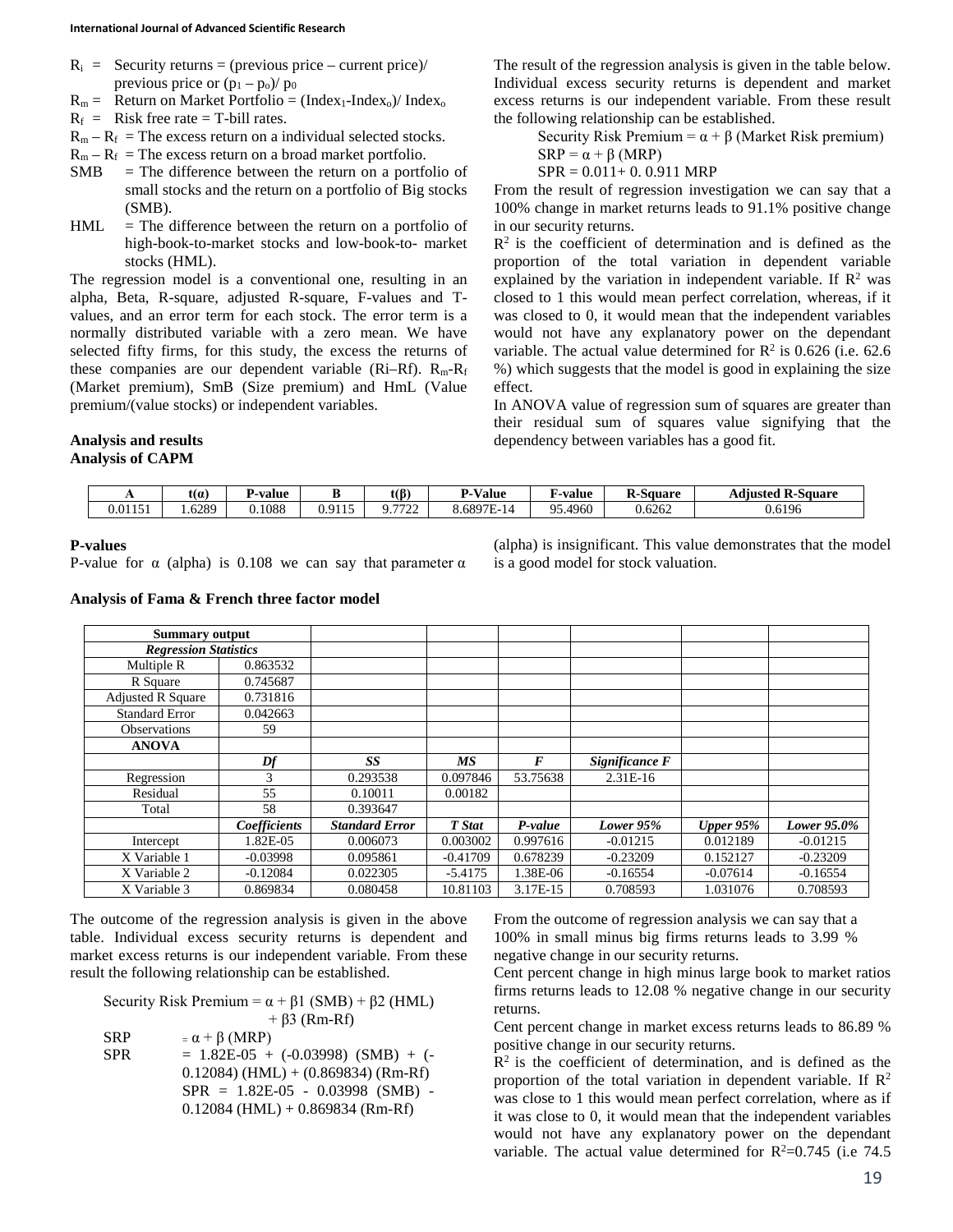$R_i$ = Security returns = (previous price – current price)/ previous price or $(p_1 – p_o)/ p_0$

$R_m$ = Return on Market Portfolio = $(Index_1\text{-}Index_o)/ Index_o$

$R_f$ = Risk free rate = T-bill rates.

$R_m – R_f$ = The excess return on a individual selected stocks.

$R_m – R_f$ = The excess return on a broad market portfolio.

SMB = The difference between the return on a portfolio of small stocks and the return on a portfolio of Big stocks (SMB).

HML = The difference between the return on a portfolio of high-book-to-market stocks and low-book-to- market stocks (HML).

The regression model is a conventional one, resulting in an alpha, Beta, R-square, adjusted R-square, F-values and T-values, and an error term for each stock. The error term is a normally distributed variable with a zero mean. We have selected fifty firms, for this study, the excess the returns of these companies are our dependent variable (Ri–Rf). $R_m$-$R_f$ (Market premium), SmB (Size premium) and HmL (Value premium/(value stocks) or independent variables.

The result of the regression analysis is given in the table below. Individual excess security returns is dependent and market excess returns is our independent variable. From these result the following relationship can be established.

Security Risk Premium = α + β (Market Risk premium)

SRP = α + β (MRP)

SPR = 0.011+ 0. 0.911 MRP

From the result of regression investigation we can say that a 100% change in market returns leads to 91.1% positive change in our security returns.

$R^2$ is the coefficient of determination and is defined as the proportion of the total variation in dependent variable explained by the variation in independent variable. If $R^2$ was closed to 1 this would mean perfect correlation, whereas, if it was closed to 0, it would mean that the independent variables would not have any explanatory power on the dependant variable. The actual value determined for $R^2$ is 0.626 (i.e. 62.6 %) which suggests that the model is good in explaining the size effect.

In ANOVA value of regression sum of squares are greater than their residual sum of squares value signifying that the dependency between variables has a good fit.

**Analysis and results**

**Analysis of CAPM**

| Α | t(α) | P-value | Β | t(β) | P-Value | F-value | R-Square | Adjusted R-Square |
|---|---|---|---|---|---|---|---|---|
| 0.01151 | 1.6289 | 0.1088 | 0.9115 | 9.7722 | 8.6897E-14 | 95.4960 | 0.6262 | 0.6196 |

**P-values**

P-value for α (alpha) is 0.108 we can say that parameter α (alpha) is insignificant. This value demonstrates that the model is a good model for stock valuation.

**Analysis of Fama & French three factor model**

| Summary output | | | | | | | |
|---|---|---|---|---|---|---|---|
| *Regression Statistics* | | | | | | | |
| Multiple R | 0.863532 | | | | | | |
| R Square | 0.745687 | | | | | | |
| Adjusted R Square | 0.731816 | | | | | | |
| Standard Error | 0.042663 | | | | | | |
| Observations | 59 | | | | | | |
| **ANOVA** | | | | | | | |
| | *Df* | *SS* | *MS* | *F* | *Significance F* | | |
| Regression | 3 | 0.293538 | 0.097846 | 53.75638 | 2.31E-16 | | |
| Residual | 55 | 0.10011 | 0.00182 | | | | |
| Total | 58 | 0.393647 | | | | | |
| | *Coefficients* | *Standard Error* | *T Stat* | *P-value* | *Lower 95%* | *Upper 95%* | *Lower 95.0%* |
| Intercept | 1.82E-05 | 0.006073 | 0.003002 | 0.997616 | -0.01215 | 0.012189 | -0.01215 |
| X Variable 1 | -0.03998 | 0.095861 | -0.41709 | 0.678239 | -0.23209 | 0.152127 | -0.23209 |
| X Variable 2 | -0.12084 | 0.022305 | -5.4175 | 1.38E-06 | -0.16554 | -0.07614 | -0.16554 |
| X Variable 3 | 0.869834 | 0.080458 | 10.81103 | 3.17E-15 | 0.708593 | 1.031076 | 0.708593 |

The outcome of the regression analysis is given in the above table. Individual excess security returns is dependent and market excess returns is our independent variable. From these result the following relationship can be established.

Security Risk Premium = α + β1 (SMB) + β2 (HML) + β3 (Rm-Rf)

SRP = α + β (MRP)

SPR = 1.82E-05 + (-0.03998) (SMB) + (-0.12084) (HML) + (0.869834) (Rm-Rf)

SPR = 1.82E-05 - 0.03998 (SMB) - 0.12084 (HML) + 0.869834 (Rm-Rf)

From the outcome of regression analysis we can say that a 100% in small minus big firms returns leads to 3.99 % negative change in our security returns.

Cent percent change in high minus large book to market ratios firms returns leads to 12.08 % negative change in our security returns.

Cent percent change in market excess returns leads to 86.89 % positive change in our security returns.

$R^2$ is the coefficient of determination, and is defined as the proportion of the total variation in dependent variable. If $R^2$ was close to 1 this would mean perfect correlation, where as if it was close to 0, it would mean that the independent variables would not have any explanatory power on the dependant variable. The actual value determined for $R^2$=0.745 (i.e 74.5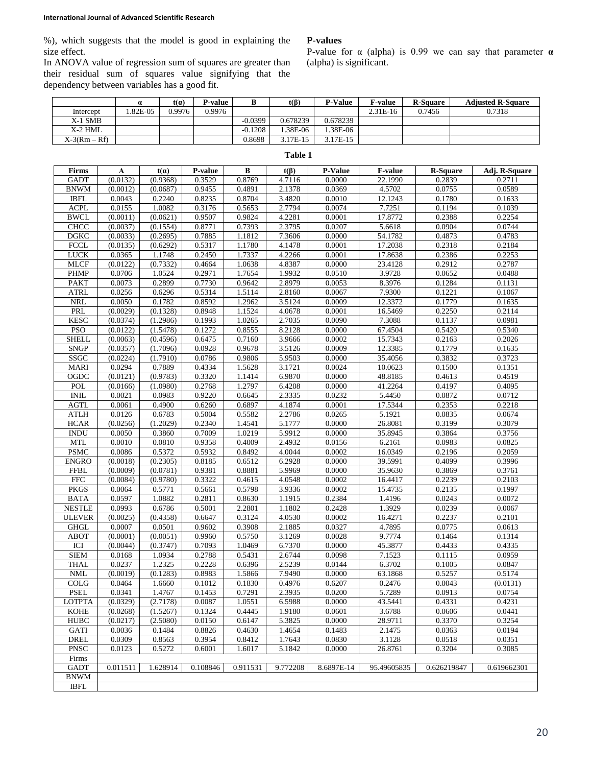%), which suggests that the model is good in explaining the size effect.

In ANOVA value of regression sum of squares are greater than their residual sum of squares value signifying that the dependency between variables has a good fit.

**P-values**

P-value for α (alpha) is 0.99 we can say that parameter **α** (alpha) is significant.

| | α | t(α) | P-value | Β | t(β) | P-Value | F-value | R-Square | Adjusted R-Square |
|---|---|---|---|---|---|---|---|---|---|
| Intercept | 1.82E-05 | 0.9976 | 0.9976 | | | | 2.31E-16 | 0.7456 | 0.7318 |
| X-1 SMB | | | | -0.0399 | 0.678239 | 0.678239 | | | |
| X-2 HML | | | | -0.1208 | 1.38E-06 | 1.38E-06 | | | |
| X-3(Rm – Rf) | | | | 0.8698 | 3.17E-15 | 3.17E-15 | | | |

**Table 1**

| Firms | A | t(α) | P-value | B | t(β) | P-Value | F-value | R-Square | Adj. R-Square |
|---|---|---|---|---|---|---|---|---|---|
| GADT | (0.0132) | (0.9368) | 0.3529 | 0.8769 | 4.7116 | 0.0000 | 22.1990 | 0.2839 | 0.2711 |
| BNWM | (0.0012) | (0.0687) | 0.9455 | 0.4891 | 2.1378 | 0.0369 | 4.5702 | 0.0755 | 0.0589 |
| IBFL | 0.0043 | 0.2240 | 0.8235 | 0.8704 | 3.4820 | 0.0010 | 12.1243 | 0.1780 | 0.1633 |
| ACPL | 0.0155 | 1.0082 | 0.3176 | 0.5653 | 2.7794 | 0.0074 | 7.7251 | 0.1194 | 0.1039 |
| BWCL | (0.0011) | (0.0621) | 0.9507 | 0.9824 | 4.2281 | 0.0001 | 17.8772 | 0.2388 | 0.2254 |
| CHCC | (0.0037) | (0.1554) | 0.8771 | 0.7393 | 2.3795 | 0.0207 | 5.6618 | 0.0904 | 0.0744 |
| DGKC | (0.0033) | (0.2695) | 0.7885 | 1.1812 | 7.3606 | 0.0000 | 54.1782 | 0.4873 | 0.4783 |
| FCCL | (0.0135) | (0.6292) | 0.5317 | 1.1780 | 4.1478 | 0.0001 | 17.2038 | 0.2318 | 0.2184 |
| LUCK | 0.0365 | 1.1748 | 0.2450 | 1.7337 | 4.2266 | 0.0001 | 17.8638 | 0.2386 | 0.2253 |
| MLCF | (0.0122) | (0.7332) | 0.4664 | 1.0638 | 4.8387 | 0.0000 | 23.4128 | 0.2912 | 0.2787 |
| PHMP | 0.0706 | 1.0524 | 0.2971 | 1.7654 | 1.9932 | 0.0510 | 3.9728 | 0.0652 | 0.0488 |
| PAKT | 0.0073 | 0.2899 | 0.7730 | 0.9642 | 2.8979 | 0.0053 | 8.3976 | 0.1284 | 0.1131 |
| ATRL | 0.0256 | 0.6296 | 0.5314 | 1.5114 | 2.8160 | 0.0067 | 7.9300 | 0.1221 | 0.1067 |
| NRL | 0.0050 | 0.1782 | 0.8592 | 1.2962 | 3.5124 | 0.0009 | 12.3372 | 0.1779 | 0.1635 |
| PRL | (0.0029) | (0.1328) | 0.8948 | 1.1524 | 4.0678 | 0.0001 | 16.5469 | 0.2250 | 0.2114 |
| KESC | (0.0374) | (1.2986) | 0.1993 | 1.0265 | 2.7035 | 0.0090 | 7.3088 | 0.1137 | 0.0981 |
| PSO | (0.0122) | (1.5478) | 0.1272 | 0.8555 | 8.2128 | 0.0000 | 67.4504 | 0.5420 | 0.5340 |
| SHELL | (0.0063) | (0.4596) | 0.6475 | 0.7160 | 3.9666 | 0.0002 | 15.7343 | 0.2163 | 0.2026 |
| SNGP | (0.0357) | (1.7096) | 0.0928 | 0.9678 | 3.5126 | 0.0009 | 12.3385 | 0.1779 | 0.1635 |
| SSGC | (0.0224) | (1.7910) | 0.0786 | 0.9806 | 5.9503 | 0.0000 | 35.4056 | 0.3832 | 0.3723 |
| MARI | 0.0294 | 0.7889 | 0.4334 | 1.5628 | 3.1721 | 0.0024 | 10.0623 | 0.1500 | 0.1351 |
| OGDC | (0.0121) | (0.9783) | 0.3320 | 1.1414 | 6.9870 | 0.0000 | 48.8185 | 0.4613 | 0.4519 |
| POL | (0.0166) | (1.0980) | 0.2768 | 1.2797 | 6.4208 | 0.0000 | 41.2264 | 0.4197 | 0.4095 |
| INIL | 0.0021 | 0.0983 | 0.9220 | 0.6645 | 2.3335 | 0.0232 | 5.4450 | 0.0872 | 0.0712 |
| AGTL | 0.0061 | 0.4900 | 0.6260 | 0.6897 | 4.1874 | 0.0001 | 17.5344 | 0.2353 | 0.2218 |
| ATLH | 0.0126 | 0.6783 | 0.5004 | 0.5582 | 2.2786 | 0.0265 | 5.1921 | 0.0835 | 0.0674 |
| HCAR | (0.0256) | (1.2029) | 0.2340 | 1.4541 | 5.1777 | 0.0000 | 26.8081 | 0.3199 | 0.3079 |
| INDU | 0.0050 | 0.3860 | 0.7009 | 1.0219 | 5.9912 | 0.0000 | 35.8945 | 0.3864 | 0.3756 |
| MTL | 0.0010 | 0.0810 | 0.9358 | 0.4009 | 2.4932 | 0.0156 | 6.2161 | 0.0983 | 0.0825 |
| PSMC | 0.0086 | 0.5372 | 0.5932 | 0.8492 | 4.0044 | 0.0002 | 16.0349 | 0.2196 | 0.2059 |
| ENGRO | (0.0018) | (0.2305) | 0.8185 | 0.6512 | 6.2928 | 0.0000 | 39.5991 | 0.4099 | 0.3996 |
| FFBL | (0.0009) | (0.0781) | 0.9381 | 0.8881 | 5.9969 | 0.0000 | 35.9630 | 0.3869 | 0.3761 |
| FFC | (0.0084) | (0.9780) | 0.3322 | 0.4615 | 4.0548 | 0.0002 | 16.4417 | 0.2239 | 0.2103 |
| PKGS | 0.0064 | 0.5771 | 0.5661 | 0.5798 | 3.9336 | 0.0002 | 15.4735 | 0.2135 | 0.1997 |
| BATA | 0.0597 | 1.0882 | 0.2811 | 0.8630 | 1.1915 | 0.2384 | 1.4196 | 0.0243 | 0.0072 |
| NESTLE | 0.0993 | 0.6786 | 0.5001 | 2.2801 | 1.1802 | 0.2428 | 1.3929 | 0.0239 | 0.0067 |
| ULEVER | (0.0025) | (0.4358) | 0.6647 | 0.3124 | 4.0530 | 0.0002 | 16.4271 | 0.2237 | 0.2101 |
| GHGL | 0.0007 | 0.0501 | 0.9602 | 0.3908 | 2.1885 | 0.0327 | 4.7895 | 0.0775 | 0.0613 |
| ABOT | (0.0001) | (0.0051) | 0.9960 | 0.5750 | 3.1269 | 0.0028 | 9.7774 | 0.1464 | 0.1314 |
| ICI | (0.0044) | (0.3747) | 0.7093 | 1.0469 | 6.7370 | 0.0000 | 45.3877 | 0.4433 | 0.4335 |
| SIEM | 0.0168 | 1.0934 | 0.2788 | 0.5431 | 2.6744 | 0.0098 | 7.1523 | 0.1115 | 0.0959 |
| THAL | 0.0237 | 1.2325 | 0.2228 | 0.6396 | 2.5239 | 0.0144 | 6.3702 | 0.1005 | 0.0847 |
| NML | (0.0019) | (0.1283) | 0.8983 | 1.5866 | 7.9490 | 0.0000 | 63.1868 | 0.5257 | 0.5174 |
| COLG | 0.0464 | 1.6660 | 0.1012 | 0.1830 | 0.4976 | 0.6207 | 0.2476 | 0.0043 | (0.0131) |
| PSEL | 0.0341 | 1.4767 | 0.1453 | 0.7291 | 2.3935 | 0.0200 | 5.7289 | 0.0913 | 0.0754 |
| LOTPTA | (0.0329) | (2.7178) | 0.0087 | 1.0551 | 6.5988 | 0.0000 | 43.5441 | 0.4331 | 0.4231 |
| KOHE | (0.0268) | (1.5267) | 0.1324 | 0.4445 | 1.9180 | 0.0601 | 3.6788 | 0.0606 | 0.0441 |
| HUBC | (0.0217) | (2.5080) | 0.0150 | 0.6147 | 5.3825 | 0.0000 | 28.9711 | 0.3370 | 0.3254 |
| GATI | 0.0036 | 0.1484 | 0.8826 | 0.4630 | 1.4654 | 0.1483 | 2.1475 | 0.0363 | 0.0194 |
| DREL | 0.0309 | 0.8563 | 0.3954 | 0.8412 | 1.7643 | 0.0830 | 3.1128 | 0.0518 | 0.0351 |
| PNSC | 0.0123 | 0.5272 | 0.6001 | 1.6017 | 5.1842 | 0.0000 | 26.8761 | 0.3204 | 0.3085 |
| Firms | | | | | | | | | |
| GADT | 0.011511 | 1.628914 | 0.108846 | 0.911531 | 9.772208 | 8.6897E-14 | 95.49605835 | 0.626219847 | 0.619662301 |
| BNWM | | | | | | | | | |
| IBFL | | | | | | | | | |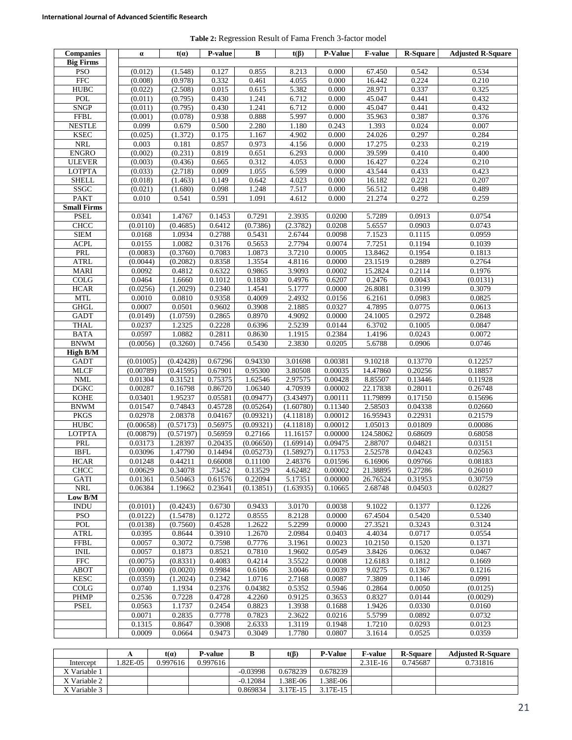**Table 2:** Regression Result of Fama French 3-factor model

| Companies | α | t(α) | P-value | Β | t(β) | P-Value | F-value | R-Square | Adjusted R-Square |
|---|---|---|---|---|---|---|---|---|---|
| **Big Firms** | | | | | | | | | |
| PSO | (0.012) | (1.548) | 0.127 | 0.855 | 8.213 | 0.000 | 67.450 | 0.542 | 0.534 |
| FFC | (0.008) | (0.978) | 0.332 | 0.461 | 4.055 | 0.000 | 16.442 | 0.224 | 0.210 |
| HUBC | (0.022) | (2.508) | 0.015 | 0.615 | 5.382 | 0.000 | 28.971 | 0.337 | 0.325 |
| POL | (0.011) | (0.795) | 0.430 | 1.241 | 6.712 | 0.000 | 45.047 | 0.441 | 0.432 |
| SNGP | (0.011) | (0.795) | 0.430 | 1.241 | 6.712 | 0.000 | 45.047 | 0.441 | 0.432 |
| FFBL | (0.001) | (0.078) | 0.938 | 0.888 | 5.997 | 0.000 | 35.963 | 0.387 | 0.376 |
| NESTLE | 0.099 | 0.679 | 0.500 | 2.280 | 1.180 | 0.243 | 1.393 | 0.024 | 0.007 |
| KSEC | (0.025) | (1.372) | 0.175 | 1.167 | 4.902 | 0.000 | 24.026 | 0.297 | 0.284 |
| NRL | 0.003 | 0.181 | 0.857 | 0.973 | 4.156 | 0.000 | 17.275 | 0.233 | 0.219 |
| ENGRO | (0.002) | (0.231) | 0.819 | 0.651 | 6.293 | 0.000 | 39.599 | 0.410 | 0.400 |
| ULEVER | (0.003) | (0.436) | 0.665 | 0.312 | 4.053 | 0.000 | 16.427 | 0.224 | 0.210 |
| LOTPTA | (0.033) | (2.718) | 0.009 | 1.055 | 6.599 | 0.000 | 43.544 | 0.433 | 0.423 |
| SHELL | (0.018) | (1.463) | 0.149 | 0.642 | 4.023 | 0.000 | 16.182 | 0.221 | 0.207 |
| SSGC | (0.021) | (1.680) | 0.098 | 1.248 | 7.517 | 0.000 | 56.512 | 0.498 | 0.489 |
| PAKT | 0.010 | 0.541 | 0.591 | 1.091 | 4.612 | 0.000 | 21.274 | 0.272 | 0.259 |
| **Small Firms** | | | | | | | | | |
| PSEL | 0.0341 | 1.4767 | 0.1453 | 0.7291 | 2.3935 | 0.0200 | 5.7289 | 0.0913 | 0.0754 |
| CHCC | (0.0110) | (0.4685) | 0.6412 | (0.7386) | (2.3782) | 0.0208 | 5.6557 | 0.0903 | 0.0743 |
| SIEM | 0.0168 | 1.0934 | 0.2788 | 0.5431 | 2.6744 | 0.0098 | 7.1523 | 0.1115 | 0.0959 |
| ACPL | 0.0155 | 1.0082 | 0.3176 | 0.5653 | 2.7794 | 0.0074 | 7.7251 | 0.1194 | 0.1039 |
| PRL | (0.0083) | (0.3760) | 0.7083 | 1.0873 | 3.7210 | 0.0005 | 13.8462 | 0.1954 | 0.1813 |
| ATRL | (0.0044) | (0.2082) | 0.8358 | 1.3554 | 4.8116 | 0.0000 | 23.1519 | 0.2889 | 0.2764 |
| MARI | 0.0092 | 0.4812 | 0.6322 | 0.9865 | 3.9093 | 0.0002 | 15.2824 | 0.2114 | 0.1976 |
| COLG | 0.0464 | 1.6660 | 0.1012 | 0.1830 | 0.4976 | 0.6207 | 0.2476 | 0.0043 | (0.0131) |
| HCAR | (0.0256) | (1.2029) | 0.2340 | 1.4541 | 5.1777 | 0.0000 | 26.8081 | 0.3199 | 0.3079 |
| MTL | 0.0010 | 0.0810 | 0.9358 | 0.4009 | 2.4932 | 0.0156 | 6.2161 | 0.0983 | 0.0825 |
| GHGL | 0.0007 | 0.0501 | 0.9602 | 0.3908 | 2.1885 | 0.0327 | 4.7895 | 0.0775 | 0.0613 |
| GADT | (0.0149) | (1.0759) | 0.2865 | 0.8970 | 4.9092 | 0.0000 | 24.1005 | 0.2972 | 0.2848 |
| THAL | 0.0237 | 1.2325 | 0.2228 | 0.6396 | 2.5239 | 0.0144 | 6.3702 | 0.1005 | 0.0847 |
| BATA | 0.0597 | 1.0882 | 0.2811 | 0.8630 | 1.1915 | 0.2384 | 1.4196 | 0.0243 | 0.0072 |
| BNWM | (0.0056) | (0.3260) | 0.7456 | 0.5430 | 2.3830 | 0.0205 | 5.6788 | 0.0906 | 0.0746 |
| **High B/M** | | | | | | | | | |
| GADT | (0.01005) | (0.42428) | 0.67296 | 0.94330 | 3.01698 | 0.00381 | 9.10218 | 0.13770 | 0.12257 |
| MLCF | (0.00789) | (0.41595) | 0.67901 | 0.95300 | 3.80508 | 0.00035 | 14.47860 | 0.20256 | 0.18857 |
| NML | 0.01304 | 0.31521 | 0.75375 | 1.62546 | 2.97575 | 0.00428 | 8.85507 | 0.13446 | 0.11928 |
| DGKC | 0.00287 | 0.16798 | 0.86720 | 1.06340 | 4.70939 | 0.00002 | 22.17838 | 0.28011 | 0.26748 |
| KOHE | 0.03401 | 1.95237 | 0.05581 | (0.09477) | (3.43497) | 0.00111 | 11.79899 | 0.17150 | 0.15696 |
| BNWM | 0.01547 | 0.74843 | 0.45728 | (0.05264) | (1.60780) | 0.11340 | 2.58503 | 0.04338 | 0.02660 |
| PKGS | 0.02978 | 2.08378 | 0.04167 | (0.09321) | (4.11818) | 0.00012 | 16.95943 | 0.22931 | 0.21579 |
| HUBC | (0.00658) | (0.57173) | 0.56975 | (0.09321) | (4.11818) | 0.00012 | 1.05013 | 0.01809 | 0.00086 |
| LOTPTA | (0.00879) | (0.57197) | 0.56959 | 0.27166 | 11.16157 | 0.00000 | 124.58062 | 0.68609 | 0.68058 |
| PRL | 0.03173 | 1.28397 | 0.20435 | (0.06650) | (1.69914) | 0.09475 | 2.88707 | 0.04821 | 0.03151 |
| IBFL | 0.03096 | 1.47790 | 0.14494 | (0.05273) | (1.58927) | 0.11753 | 2.52578 | 0.04243 | 0.02563 |
| HCAR | 0.01248 | 0.44211 | 0.66008 | 0.11100 | 2.48376 | 0.01596 | 6.16906 | 0.09766 | 0.08183 |
| CHCC | 0.00629 | 0.34078 | .73452 | 0.13529 | 4.62482 | 0.00002 | 21.38895 | 0.27286 | 0.26010 |
| GATI | 0.01361 | 0.50463 | 0.61576 | 0.22094 | 5.17351 | 0.00000 | 26.76524 | 0.31953 | 0.30759 |
| NRL | 0.06384 | 1.19662 | 0.23641 | (0.13851) | (1.63935) | 0.10665 | 2.68748 | 0.04503 | 0.02827 |
| **Low B/M** | | | | | | | | | |
| INDU | (0.0101) | (0.4243) | 0.6730 | 0.9433 | 3.0170 | 0.0038 | 9.1022 | 0.1377 | 0.1226 |
| PSO | (0.0122) | (1.5478) | 0.1272 | 0.8555 | 8.2128 | 0.0000 | 67.4504 | 0.5420 | 0.5340 |
| POL | (0.0138) | (0.7560) | 0.4528 | 1.2622 | 5.2299 | 0.0000 | 27.3521 | 0.3243 | 0.3124 |
| ATRL | 0.0395 | 0.8644 | 0.3910 | 1.2670 | 2.0984 | 0.0403 | 4.4034 | 0.0717 | 0.0554 |
| FFBL | 0.0057 | 0.3072 | 0.7598 | 0.7776 | 3.1961 | 0.0023 | 10.2150 | 0.1520 | 0.1371 |
| INIL | 0.0057 | 0.1873 | 0.8521 | 0.7810 | 1.9602 | 0.0549 | 3.8426 | 0.0632 | 0.0467 |
| FFC | (0.0075) | (0.8331) | 0.4083 | 0.4214 | 3.5522 | 0.0008 | 12.6183 | 0.1812 | 0.1669 |
| ABOT | (0.0000) | (0.0020) | 0.9984 | 0.6106 | 3.0046 | 0.0039 | 9.0275 | 0.1367 | 0.1216 |
| KESC | (0.0359) | (1.2024) | 0.2342 | 1.0716 | 2.7168 | 0.0087 | 7.3809 | 0.1146 | 0.0991 |
| COLG | 0.0740 | 1.1934 | 0.2376 | 0.04382 | 0.5352 | 0.5946 | 0.2864 | 0.0050 | (0.0125) |
| PHMP | 0.2536 | 0.7228 | 0.4728 | 4.2260 | 0.9125 | 0.3653 | 0.8327 | 0.0144 | (0.0029) |
| PSEL | 0.0563 | 1.1737 | 0.2454 | 0.8823 | 1.3938 | 0.1688 | 1.9426 | 0.0330 | 0.0160 |
| | 0.0071 | 0.2835 | 0.7778 | 0.7823 | 2.3622 | 0.0216 | 5.5799 | 0.0892 | 0.0732 |
| | 0.1315 | 0.8647 | 0.3908 | 2.6333 | 1.3119 | 0.1948 | 1.7210 | 0.0293 | 0.0123 |
| | 0.0009 | 0.0664 | 0.9473 | 0.3049 | 1.7780 | 0.0807 | 3.1614 | 0.0525 | 0.0359 |

| | A | t(α) | P-value | B | t(β) | P-Value | F-value | R-Square | Adjusted R-Square |
|---|---|---|---|---|---|---|---|---|---|
| Intercept | 1.82E-05 | 0.997616 | 0.997616 | | | | 2.31E-16 | 0.745687 | 0.731816 |
| X Variable 1 | | | | -0.03998 | 0.678239 | 0.678239 | | | |
| X Variable 2 | | | | -0.12084 | 1.38E-06 | 1.38E-06 | | | |
| X Variable 3 | | | | 0.869834 | 3.17E-15 | 3.17E-15 | | | |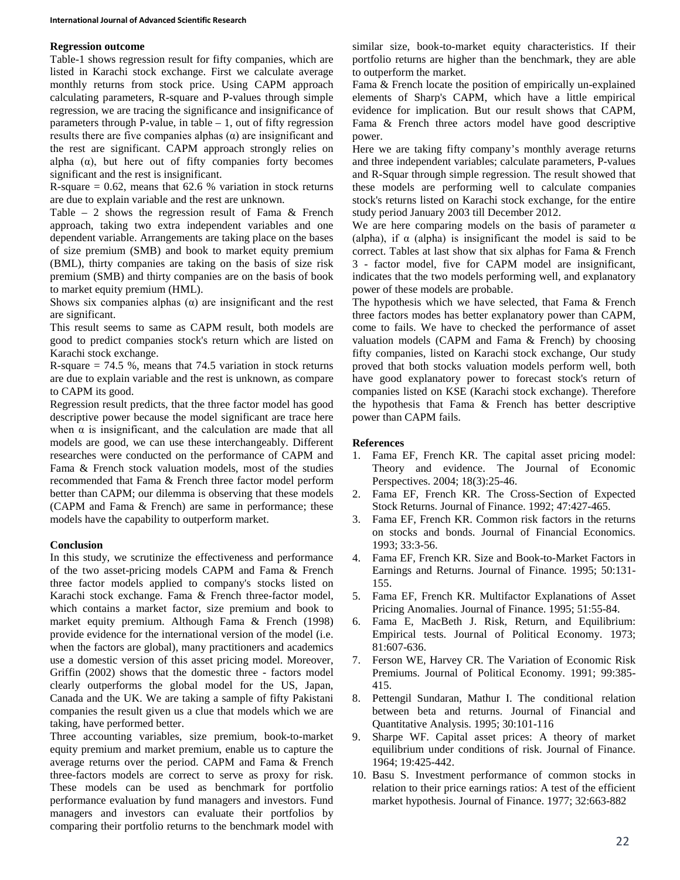**Regression outcome**

Table-1 shows regression result for fifty companies, which are listed in Karachi stock exchange. First we calculate average monthly returns from stock price. Using CAPM approach calculating parameters, R-square and P-values through simple regression, we are tracing the significance and insignificance of parameters through P-value, in table – 1, out of fifty regression results there are five companies alphas (α) are insignificant and the rest are significant. CAPM approach strongly relies on alpha (α), but here out of fifty companies forty becomes significant and the rest is insignificant.

R-square = 0.62, means that 62.6 % variation in stock returns are due to explain variable and the rest are unknown.

Table – 2 shows the regression result of Fama & French approach, taking two extra independent variables and one dependent variable. Arrangements are taking place on the bases of size premium (SMB) and book to market equity premium (BML), thirty companies are taking on the basis of size risk premium (SMB) and thirty companies are on the basis of book to market equity premium (HML).

Shows six companies alphas (α) are insignificant and the rest are significant.

This result seems to same as CAPM result, both models are good to predict companies stock's return which are listed on Karachi stock exchange.

R-square = 74.5 %, means that 74.5 variation in stock returns are due to explain variable and the rest is unknown, as compare to CAPM its good.

Regression result predicts, that the three factor model has good descriptive power because the model significant are trace here when α is insignificant, and the calculation are made that all models are good, we can use these interchangeably. Different researches were conducted on the performance of CAPM and Fama & French stock valuation models, most of the studies recommended that Fama & French three factor model perform better than CAPM; our dilemma is observing that these models (CAPM and Fama & French) are same in performance; these models have the capability to outperform market.

**Conclusion**

In this study, we scrutinize the effectiveness and performance of the two asset-pricing models CAPM and Fama & French three factor models applied to company's stocks listed on Karachi stock exchange. Fama & French three-factor model, which contains a market factor, size premium and book to market equity premium. Although Fama & French (1998) provide evidence for the international version of the model (i.e. when the factors are global), many practitioners and academics use a domestic version of this asset pricing model. Moreover, Griffin (2002) shows that the domestic three - factors model clearly outperforms the global model for the US, Japan, Canada and the UK. We are taking a sample of fifty Pakistani companies the result given us a clue that models which we are taking, have performed better.

Three accounting variables, size premium, book-to-market equity premium and market premium, enable us to capture the average returns over the period. CAPM and Fama & French three-factors models are correct to serve as proxy for risk. These models can be used as benchmark for portfolio performance evaluation by fund managers and investors. Fund managers and investors can evaluate their portfolios by comparing their portfolio returns to the benchmark model with similar size, book-to-market equity characteristics. If their portfolio returns are higher than the benchmark, they are able to outperform the market.

Fama & French locate the position of empirically un-explained elements of Sharp's CAPM, which have a little empirical evidence for implication. But our result shows that CAPM, Fama & French three actors model have good descriptive power.

Here we are taking fifty company's monthly average returns and three independent variables; calculate parameters, P-values and R-Squar through simple regression. The result showed that these models are performing well to calculate companies stock's returns listed on Karachi stock exchange, for the entire study period January 2003 till December 2012.

We are here comparing models on the basis of parameter α (alpha), if α (alpha) is insignificant the model is said to be correct. Tables at last show that six alphas for Fama & French 3 - factor model, five for CAPM model are insignificant, indicates that the two models performing well, and explanatory power of these models are probable.

The hypothesis which we have selected, that Fama & French three factors modes has better explanatory power than CAPM, come to fails. We have to checked the performance of asset valuation models (CAPM and Fama & French) by choosing fifty companies, listed on Karachi stock exchange, Our study proved that both stocks valuation models perform well, both have good explanatory power to forecast stock's return of companies listed on KSE (Karachi stock exchange). Therefore the hypothesis that Fama & French has better descriptive power than CAPM fails.

**References**

1. Fama EF, French KR. The capital asset pricing model: Theory and evidence. The Journal of Economic Perspectives. 2004; 18(3):25-46.
2. Fama EF, French KR. The Cross-Section of Expected Stock Returns. Journal of Finance. 1992; 47:427-465.
3. Fama EF, French KR. Common risk factors in the returns on stocks and bonds. Journal of Financial Economics. 1993; 33:3-56.
4. Fama EF, French KR. Size and Book-to-Market Factors in Earnings and Returns. Journal of Finance*.* 1995; 50:131-155.
5. Fama EF, French KR. Multifactor Explanations of Asset Pricing Anomalies. Journal of Finance. 1995; 51:55-84.
6. Fama E, MacBeth J. Risk, Return, and Equilibrium: Empirical tests. Journal of Political Economy. 1973; 81:607-636.
7. Ferson WE, Harvey CR. The Variation of Economic Risk Premiums. Journal of Political Economy. 1991; 99:385-415.
8. Pettengil Sundaran, Mathur I. The conditional relation between beta and returns. Journal of Financial and Quantitative Analysis. 1995; 30:101-116
9. Sharpe WF. Capital asset prices: A theory of market equilibrium under conditions of risk. Journal of Finance. 1964; 19:425-442.
10. Basu S. Investment performance of common stocks in relation to their price earnings ratios: A test of the efficient market hypothesis. Journal of Finance. 1977; 32:663-882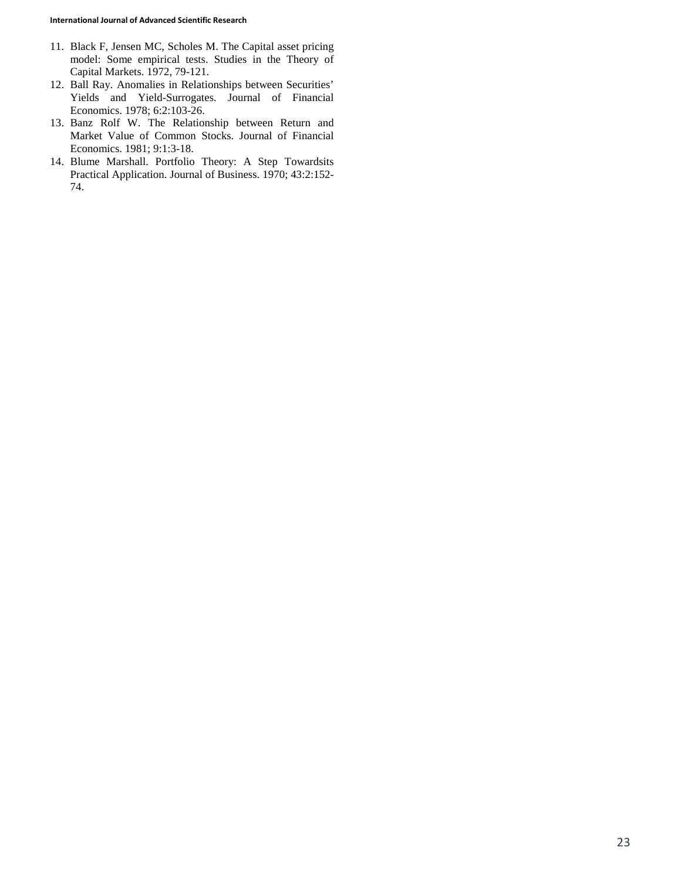11. Black F, Jensen MC, Scholes M. The Capital asset pricing model: Some empirical tests. Studies in the Theory of Capital Markets. 1972, 79-121.
12. Ball Ray. Anomalies in Relationships between Securities' Yields and Yield-Surrogates. Journal of Financial Economics. 1978; 6:2:103-26.
13. Banz Rolf W. The Relationship between Return and Market Value of Common Stocks. Journal of Financial Economics. 1981; 9:1:3-18.
14. Blume Marshall. Portfolio Theory: A Step Towardsits Practical Application. Journal of Business. 1970; 43:2:152-74.